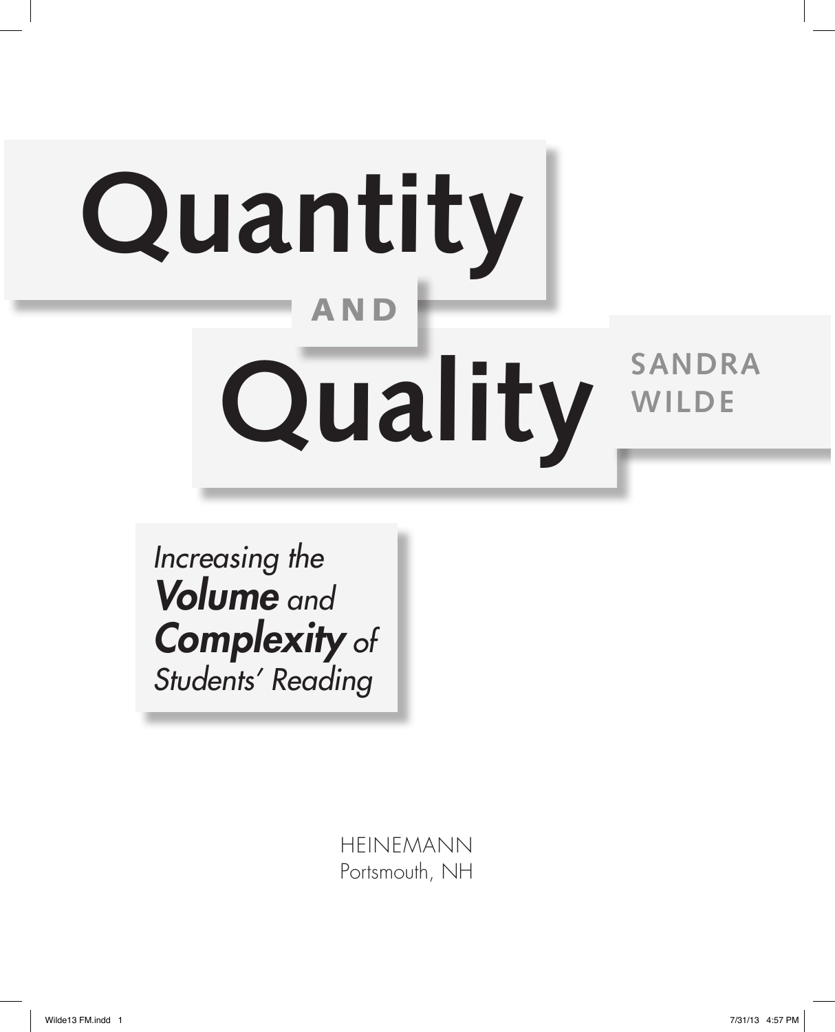# Quantity and Quality

## Increasing the ***Volume*** and ***Complexity*** of Students' Reading

SANDRA WILDE

HEINEMANN
Portsmouth, NH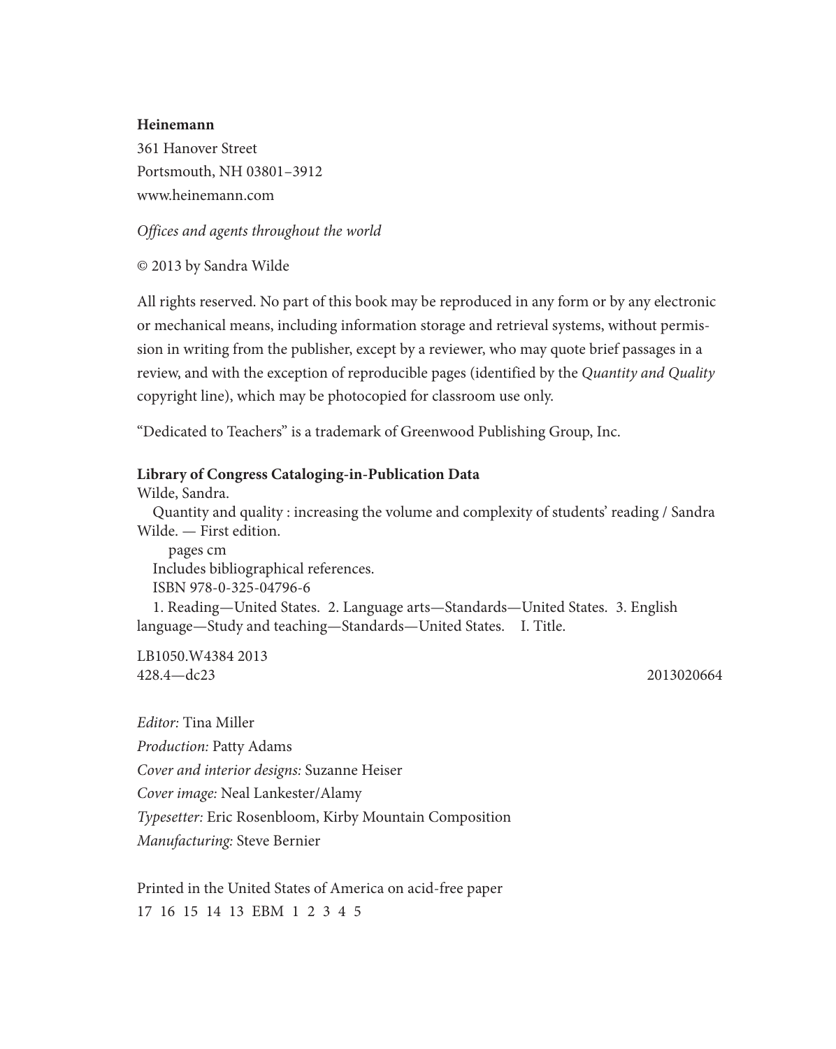**Heinemann**
361 Hanover Street
Portsmouth, NH 03801–3912
www.heinemann.com

*Offices and agents throughout the world*

© 2013 by Sandra Wilde

All rights reserved. No part of this book may be reproduced in any form or by any electronic or mechanical means, including information storage and retrieval systems, without permission in writing from the publisher, except by a reviewer, who may quote brief passages in a review, and with the exception of reproducible pages (identified by the *Quantity and Quality* copyright line), which may be photocopied for classroom use only.

"Dedicated to Teachers" is a trademark of Greenwood Publishing Group, Inc.

**Library of Congress Cataloging-in-Publication Data**
Wilde, Sandra.
Quantity and quality : increasing the volume and complexity of students' reading / Sandra Wilde. — First edition.
pages cm
Includes bibliographical references.
ISBN 978-0-325-04796-6
1. Reading—United States. 2. Language arts—Standards—United States. 3. English language—Study and teaching—Standards—United States. I. Title.

LB1050.W4384 2013
428.4—dc23 2013020664

*Editor:* Tina Miller
*Production:* Patty Adams
*Cover and interior designs:* Suzanne Heiser
*Cover image:* Neal Lankester/Alamy
*Typesetter:* Eric Rosenbloom, Kirby Mountain Composition
*Manufacturing:* Steve Bernier

Printed in the United States of America on acid-free paper
17 16 15 14 13 EBM 1 2 3 4 5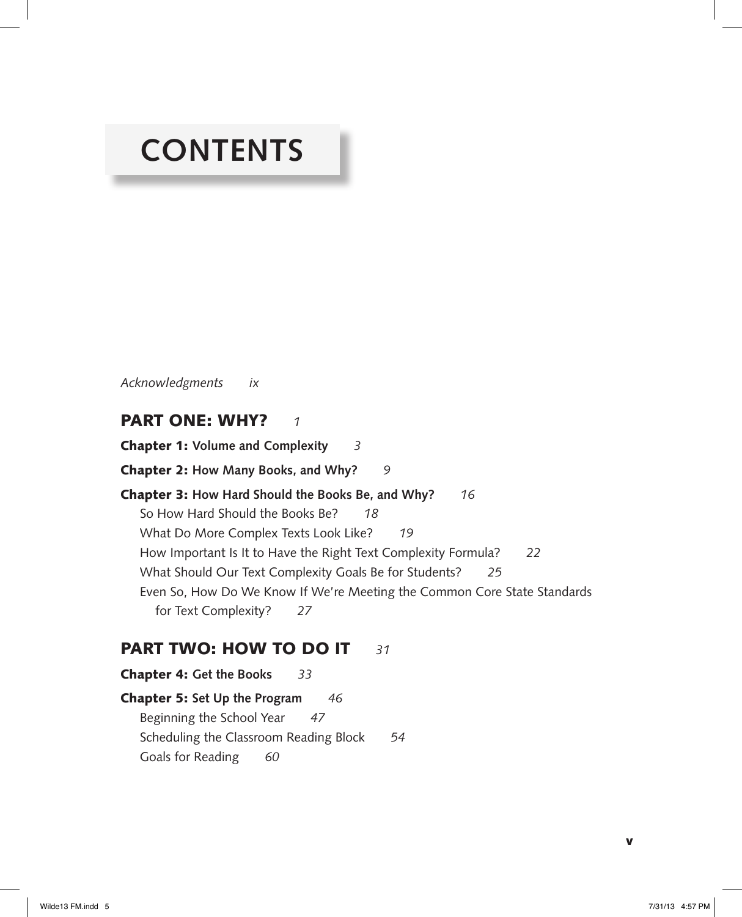# CONTENTS

*Acknowledgments ix*

## PART ONE: WHY? *1*

**Chapter 1: Volume and Complexity** *3*

**Chapter 2: How Many Books, and Why?** *9*

**Chapter 3: How Hard Should the Books Be, and Why?** *16*

- So How Hard Should the Books Be? *18*
- What Do More Complex Texts Look Like? *19*
- How Important Is It to Have the Right Text Complexity Formula? *22*
- What Should Our Text Complexity Goals Be for Students? *25*
- Even So, How Do We Know If We're Meeting the Common Core State Standards for Text Complexity? *27*

## PART TWO: HOW TO DO IT *31*

**Chapter 4: Get the Books** *33*

**Chapter 5: Set Up the Program** *46*

- Beginning the School Year *47*
- Scheduling the Classroom Reading Block *54*
- Goals for Reading *60*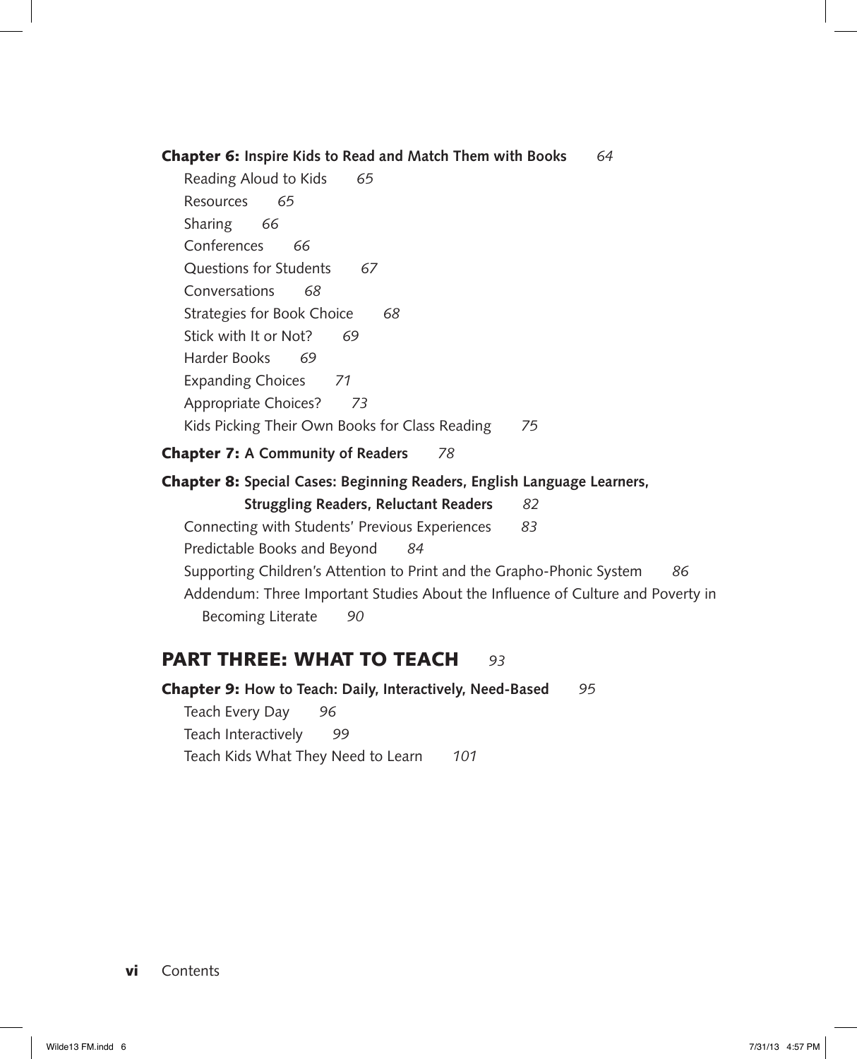**Chapter 6:** **Inspire Kids to Read and Match Them with Books** *64*

- Reading Aloud to Kids *65*
- Resources *65*
- Sharing *66*
- Conferences *66*
- Questions for Students *67*
- Conversations *68*
- Strategies for Book Choice *68*
- Stick with It or Not? *69*
- Harder Books *69*
- Expanding Choices *71*
- Appropriate Choices? *73*
- Kids Picking Their Own Books for Class Reading *75*

**Chapter 7:** **A Community of Readers** *78*

**Chapter 8:** **Special Cases: Beginning Readers, English Language Learners, Struggling Readers, Reluctant Readers** *82*

- Connecting with Students' Previous Experiences *83*
- Predictable Books and Beyond *84*
- Supporting Children's Attention to Print and the Grapho-Phonic System *86*
- Addendum: Three Important Studies About the Influence of Culture and Poverty in Becoming Literate *90*

## PART THREE: WHAT TO TEACH *93*

**Chapter 9:** **How to Teach: Daily, Interactively, Need-Based** *95*

- Teach Every Day *96*
- Teach Interactively *99*
- Teach Kids What They Need to Learn *101*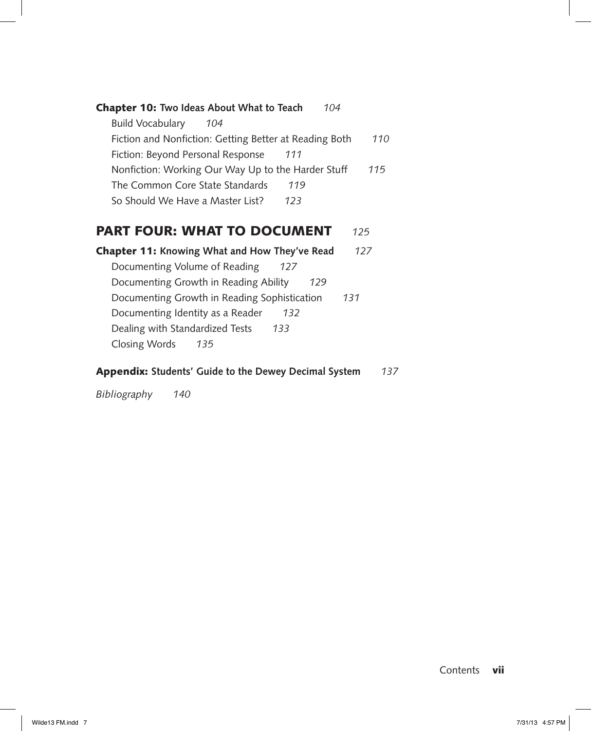**Chapter 10:** **Two Ideas About What to Teach** *104*

- Build Vocabulary *104*
- Fiction and Nonfiction: Getting Better at Reading Both *110*
- Fiction: Beyond Personal Response *111*
- Nonfiction: Working Our Way Up to the Harder Stuff *115*
- The Common Core State Standards *119*
- So Should We Have a Master List? *123*

## PART FOUR: WHAT TO DOCUMENT *125*

**Chapter 11:** **Knowing What and How They've Read** *127*

- Documenting Volume of Reading *127*
- Documenting Growth in Reading Ability *129*
- Documenting Growth in Reading Sophistication *131*
- Documenting Identity as a Reader *132*
- Dealing with Standardized Tests *133*
- Closing Words *135*

**Appendix:** **Students' Guide to the Dewey Decimal System** *137*

*Bibliography* *140*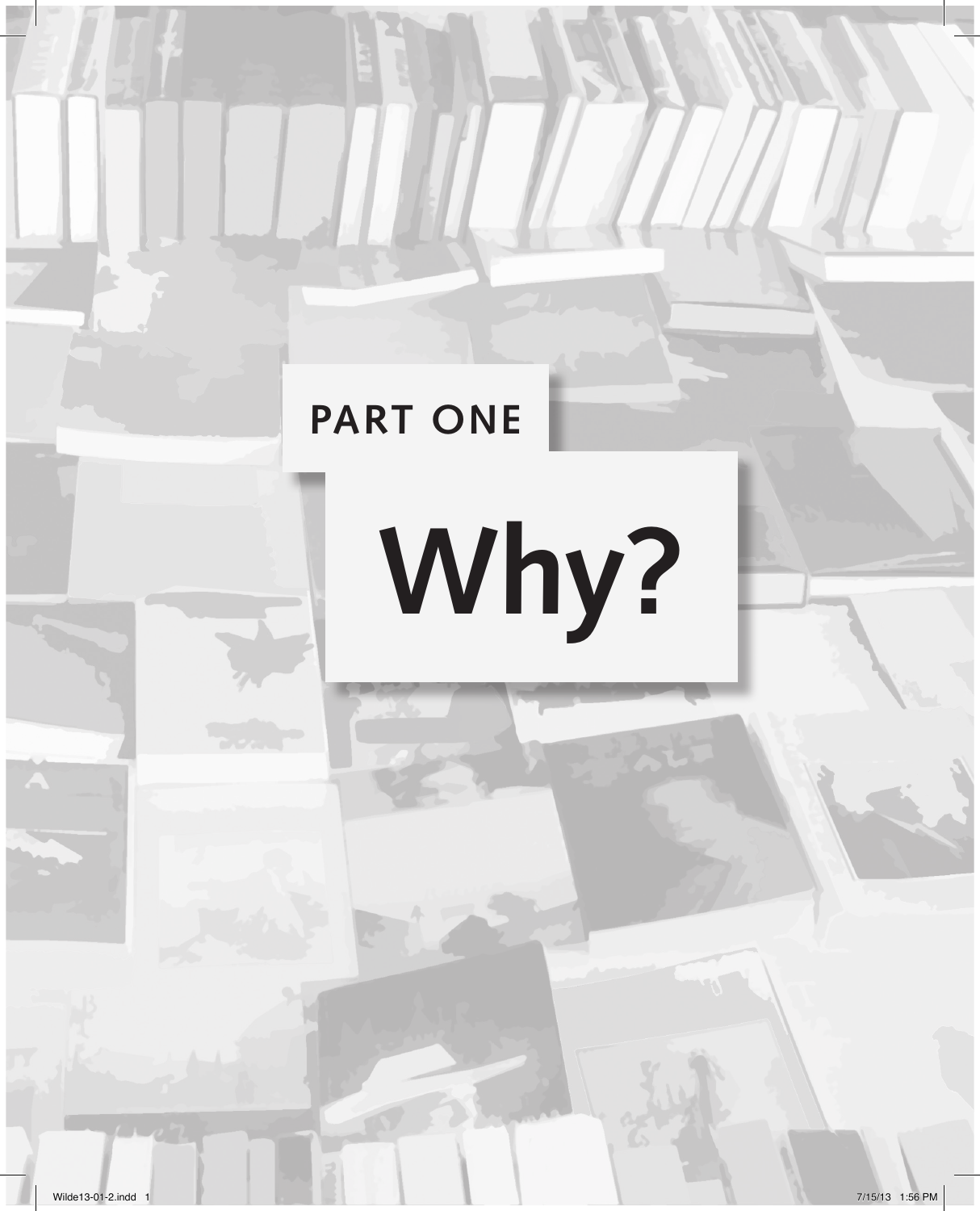# PART ONE

# Why?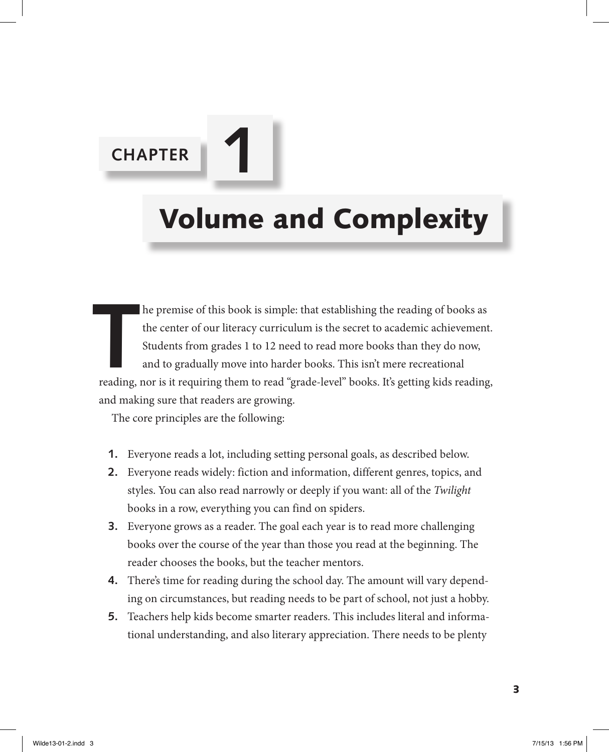# CHAPTER 1

# Volume and Complexity

The premise of this book is simple: that establishing the reading of books as the center of our literacy curriculum is the secret to academic achievement. Students from grades 1 to 12 need to read more books than they do now, and to gradually move into harder books. This isn't mere recreational reading, nor is it requiring them to read "grade-level" books. It's getting kids reading, and making sure that readers are growing.

The core principles are the following:

1. Everyone reads a lot, including setting personal goals, as described below.
2. Everyone reads widely: fiction and information, different genres, topics, and styles. You can also read narrowly or deeply if you want: all of the *Twilight* books in a row, everything you can find on spiders.
3. Everyone grows as a reader. The goal each year is to read more challenging books over the course of the year than those you read at the beginning. The reader chooses the books, but the teacher mentors.
4. There's time for reading during the school day. The amount will vary depending on circumstances, but reading needs to be part of school, not just a hobby.
5. Teachers help kids become smarter readers. This includes literal and informational understanding, and also literary appreciation. There needs to be plenty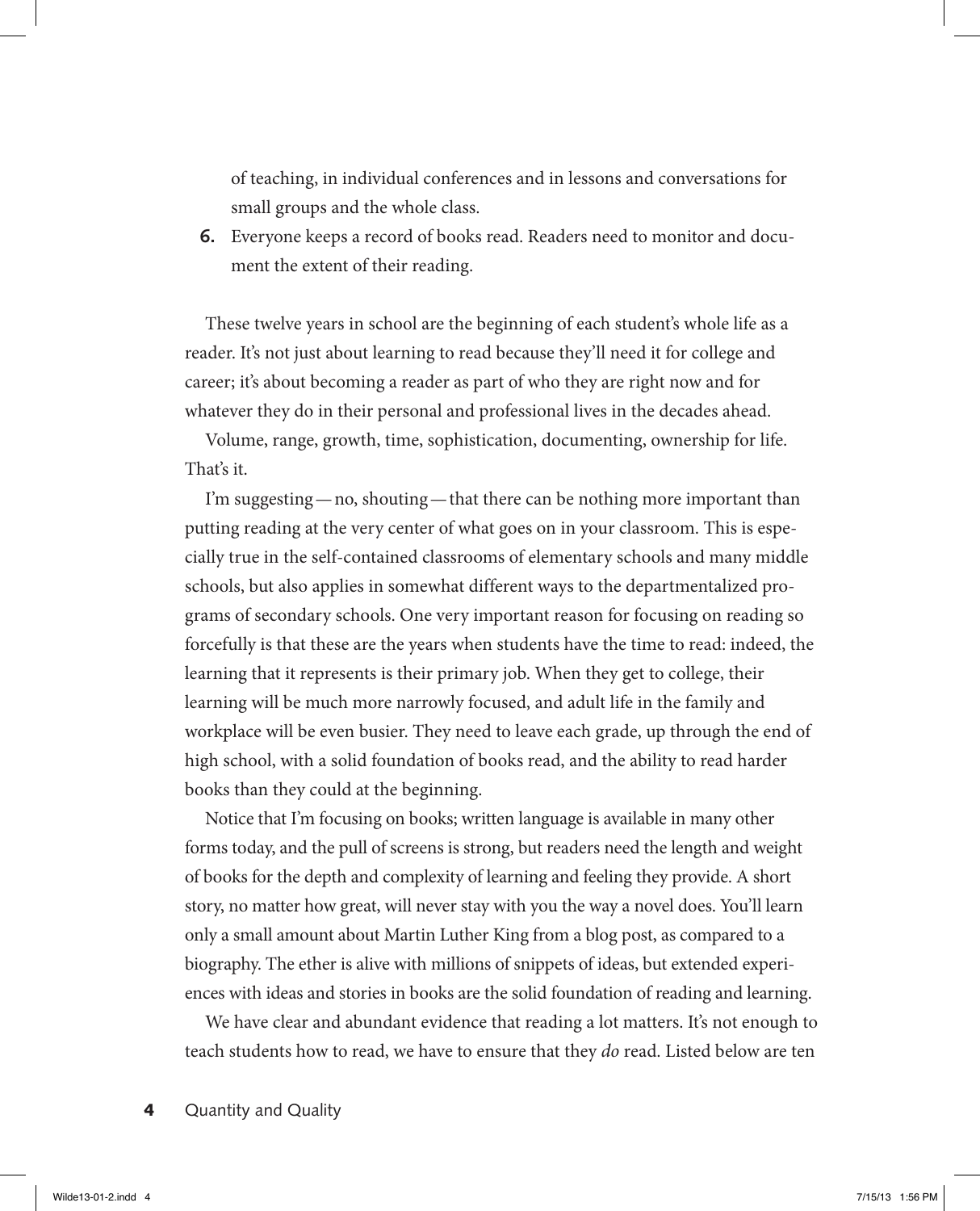of teaching, in individual conferences and in lessons and conversations for small groups and the whole class.

6. Everyone keeps a record of books read. Readers need to monitor and document the extent of their reading.

These twelve years in school are the beginning of each student's whole life as a reader. It's not just about learning to read because they'll need it for college and career; it's about becoming a reader as part of who they are right now and for whatever they do in their personal and professional lives in the decades ahead.

Volume, range, growth, time, sophistication, documenting, ownership for life. That's it.

I'm suggesting—no, shouting—that there can be nothing more important than putting reading at the very center of what goes on in your classroom. This is especially true in the self-contained classrooms of elementary schools and many middle schools, but also applies in somewhat different ways to the departmentalized programs of secondary schools. One very important reason for focusing on reading so forcefully is that these are the years when students have the time to read: indeed, the learning that it represents is their primary job. When they get to college, their learning will be much more narrowly focused, and adult life in the family and workplace will be even busier. They need to leave each grade, up through the end of high school, with a solid foundation of books read, and the ability to read harder books than they could at the beginning.

Notice that I'm focusing on books; written language is available in many other forms today, and the pull of screens is strong, but readers need the length and weight of books for the depth and complexity of learning and feeling they provide. A short story, no matter how great, will never stay with you the way a novel does. You'll learn only a small amount about Martin Luther King from a blog post, as compared to a biography. The ether is alive with millions of snippets of ideas, but extended experiences with ideas and stories in books are the solid foundation of reading and learning.

We have clear and abundant evidence that reading a lot matters. It's not enough to teach students how to read, we have to ensure that they *do* read. Listed below are ten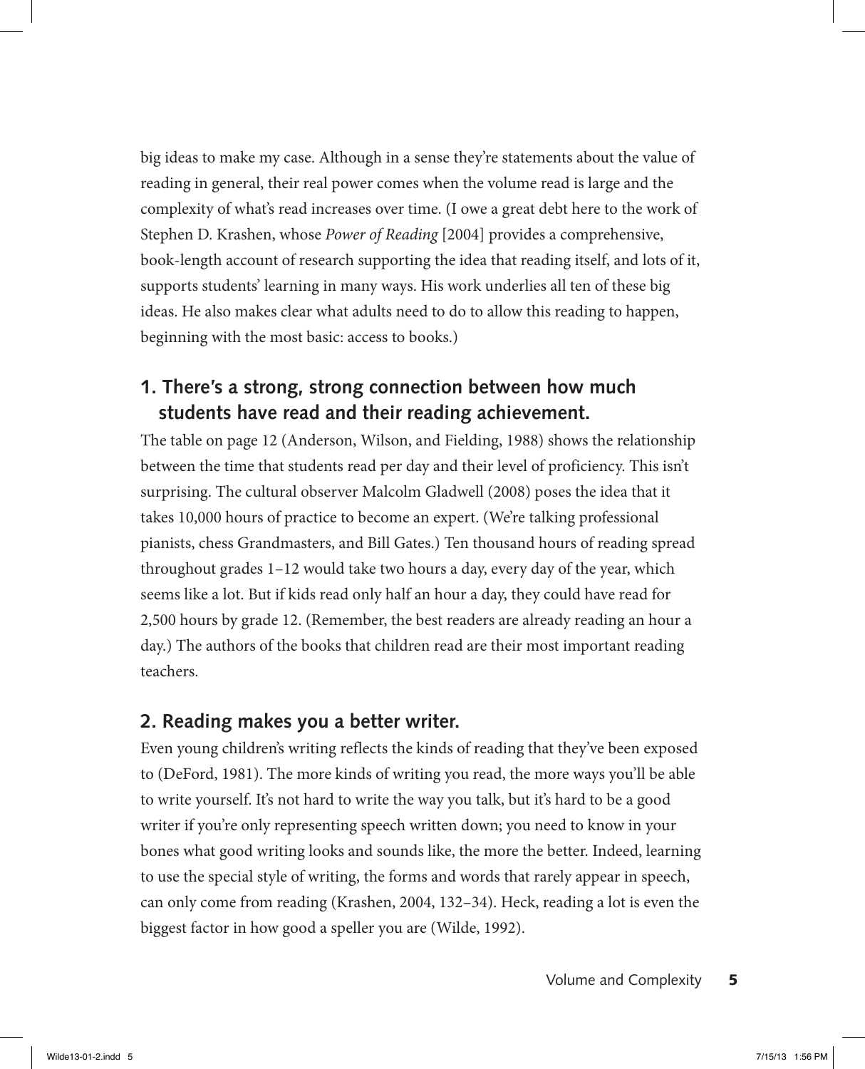big ideas to make my case. Although in a sense they're statements about the value of reading in general, their real power comes when the volume read is large and the complexity of what's read increases over time. (I owe a great debt here to the work of Stephen D. Krashen, whose *Power of Reading* [2004] provides a comprehensive, book-length account of research supporting the idea that reading itself, and lots of it, supports students' learning in many ways. His work underlies all ten of these big ideas. He also makes clear what adults need to do to allow this reading to happen, beginning with the most basic: access to books.)

## 1. There's a strong, strong connection between how much students have read and their reading achievement.

The table on page 12 (Anderson, Wilson, and Fielding, 1988) shows the relationship between the time that students read per day and their level of proficiency. This isn't surprising. The cultural observer Malcolm Gladwell (2008) poses the idea that it takes 10,000 hours of practice to become an expert. (We're talking professional pianists, chess Grandmasters, and Bill Gates.) Ten thousand hours of reading spread throughout grades 1–12 would take two hours a day, every day of the year, which seems like a lot. But if kids read only half an hour a day, they could have read for 2,500 hours by grade 12. (Remember, the best readers are already reading an hour a day.) The authors of the books that children read are their most important reading teachers.

## 2. Reading makes you a better writer.

Even young children's writing reflects the kinds of reading that they've been exposed to (DeFord, 1981). The more kinds of writing you read, the more ways you'll be able to write yourself. It's not hard to write the way you talk, but it's hard to be a good writer if you're only representing speech written down; you need to know in your bones what good writing looks and sounds like, the more the better. Indeed, learning to use the special style of writing, the forms and words that rarely appear in speech, can only come from reading (Krashen, 2004, 132–34). Heck, reading a lot is even the biggest factor in how good a speller you are (Wilde, 1992).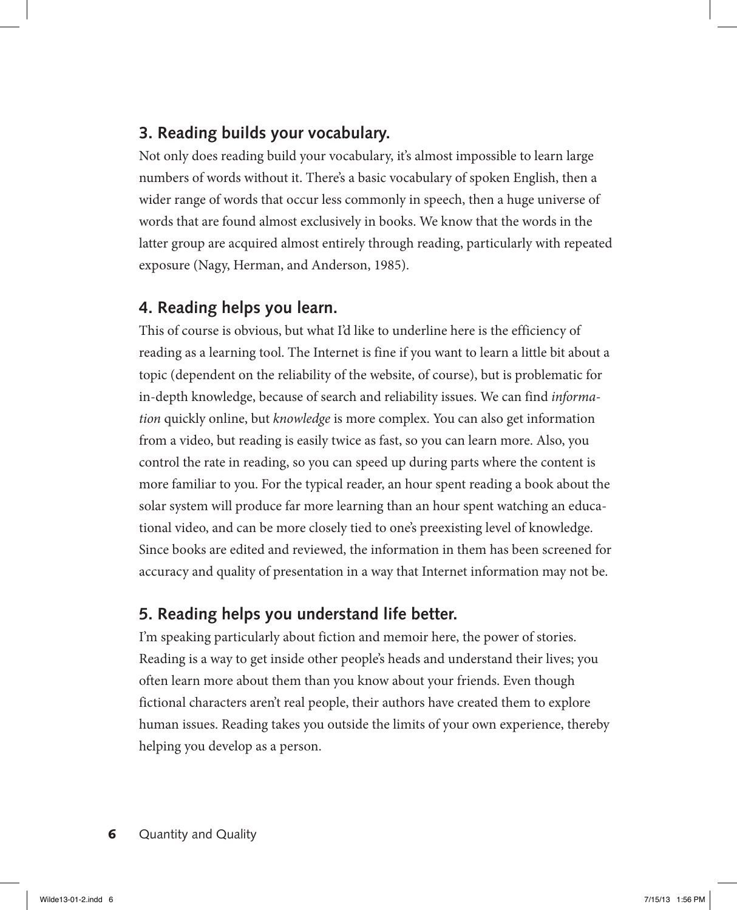## 3. Reading builds your vocabulary.

Not only does reading build your vocabulary, it's almost impossible to learn large numbers of words without it. There's a basic vocabulary of spoken English, then a wider range of words that occur less commonly in speech, then a huge universe of words that are found almost exclusively in books. We know that the words in the latter group are acquired almost entirely through reading, particularly with repeated exposure (Nagy, Herman, and Anderson, 1985).

## 4. Reading helps you learn.

This of course is obvious, but what I'd like to underline here is the efficiency of reading as a learning tool. The Internet is fine if you want to learn a little bit about a topic (dependent on the reliability of the website, of course), but is problematic for in-depth knowledge, because of search and reliability issues. We can find *information* quickly online, but *knowledge* is more complex. You can also get information from a video, but reading is easily twice as fast, so you can learn more. Also, you control the rate in reading, so you can speed up during parts where the content is more familiar to you. For the typical reader, an hour spent reading a book about the solar system will produce far more learning than an hour spent watching an educational video, and can be more closely tied to one's preexisting level of knowledge. Since books are edited and reviewed, the information in them has been screened for accuracy and quality of presentation in a way that Internet information may not be.

## 5. Reading helps you understand life better.

I'm speaking particularly about fiction and memoir here, the power of stories. Reading is a way to get inside other people's heads and understand their lives; you often learn more about them than you know about your friends. Even though fictional characters aren't real people, their authors have created them to explore human issues. Reading takes you outside the limits of your own experience, thereby helping you develop as a person.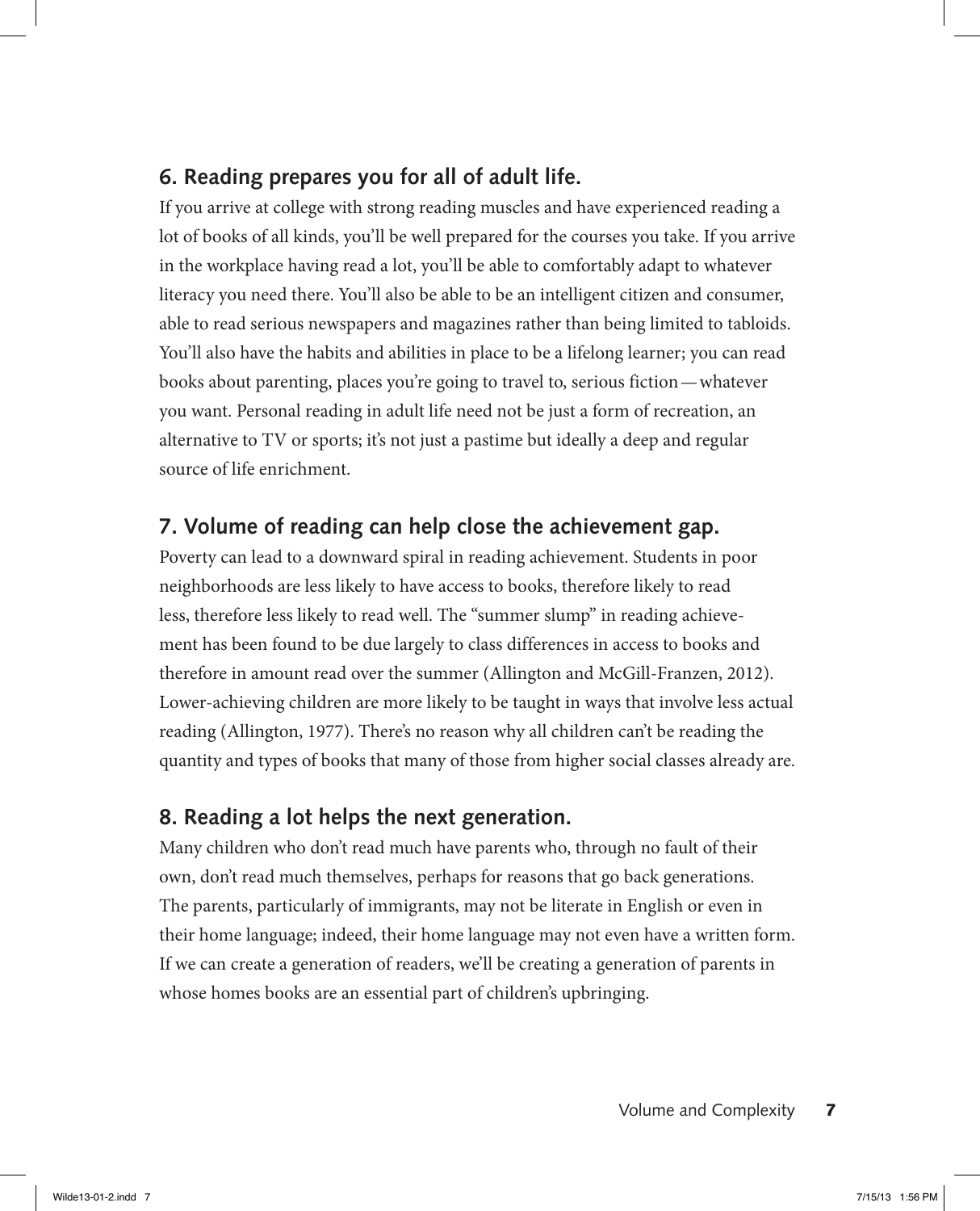## 6. Reading prepares you for all of adult life.

If you arrive at college with strong reading muscles and have experienced reading a lot of books of all kinds, you'll be well prepared for the courses you take. If you arrive in the workplace having read a lot, you'll be able to comfortably adapt to whatever literacy you need there. You'll also be able to be an intelligent citizen and consumer, able to read serious newspapers and magazines rather than being limited to tabloids. You'll also have the habits and abilities in place to be a lifelong learner; you can read books about parenting, places you're going to travel to, serious fiction—whatever you want. Personal reading in adult life need not be just a form of recreation, an alternative to TV or sports; it's not just a pastime but ideally a deep and regular source of life enrichment.

## 7. Volume of reading can help close the achievement gap.

Poverty can lead to a downward spiral in reading achievement. Students in poor neighborhoods are less likely to have access to books, therefore likely to read less, therefore less likely to read well. The "summer slump" in reading achievement has been found to be due largely to class differences in access to books and therefore in amount read over the summer (Allington and McGill-Franzen, 2012). Lower-achieving children are more likely to be taught in ways that involve less actual reading (Allington, 1977). There's no reason why all children can't be reading the quantity and types of books that many of those from higher social classes already are.

## 8. Reading a lot helps the next generation.

Many children who don't read much have parents who, through no fault of their own, don't read much themselves, perhaps for reasons that go back generations. The parents, particularly of immigrants, may not be literate in English or even in their home language; indeed, their home language may not even have a written form. If we can create a generation of readers, we'll be creating a generation of parents in whose homes books are an essential part of children's upbringing.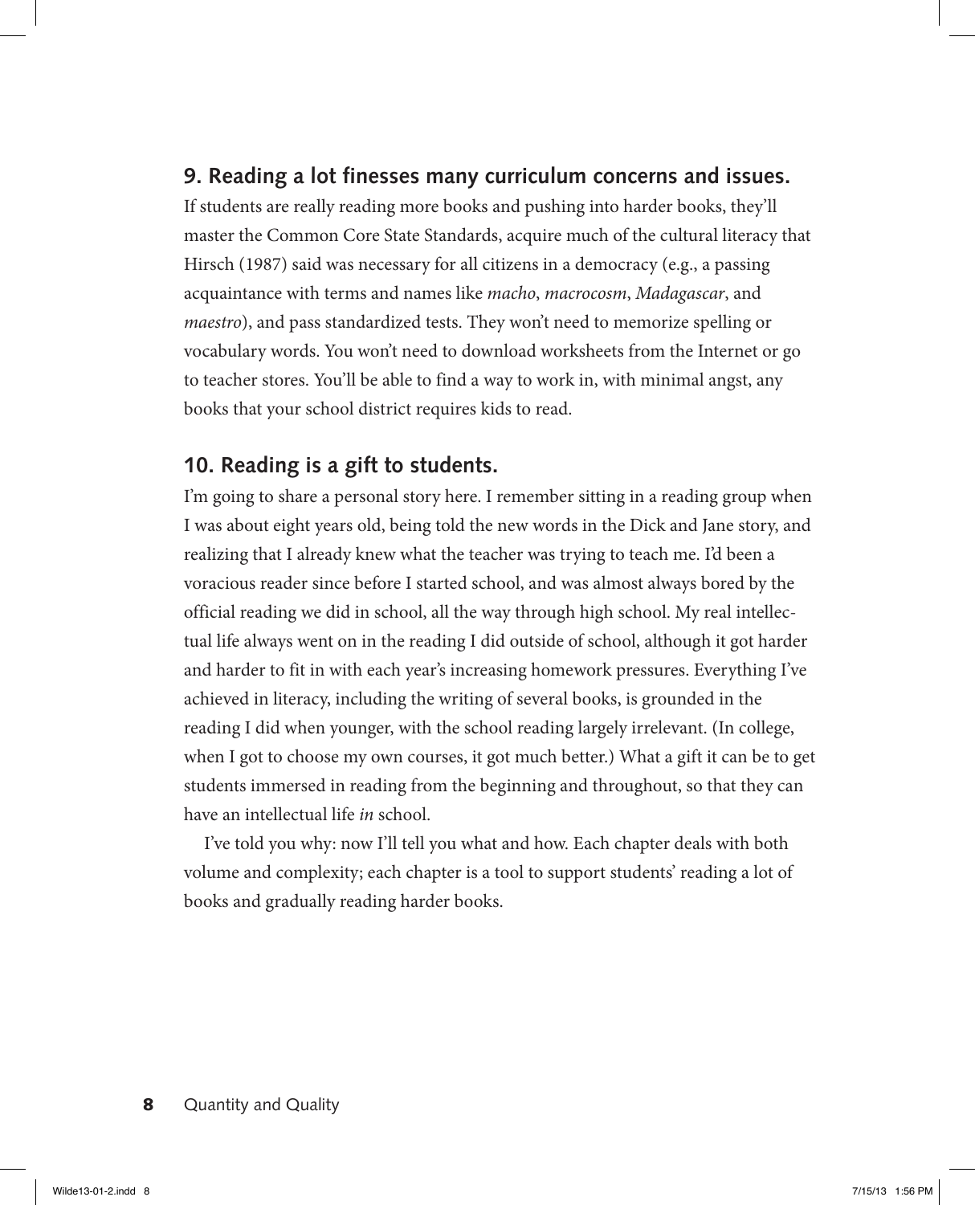## 9. Reading a lot finesses many curriculum concerns and issues.

If students are really reading more books and pushing into harder books, they'll master the Common Core State Standards, acquire much of the cultural literacy that Hirsch (1987) said was necessary for all citizens in a democracy (e.g., a passing acquaintance with terms and names like *macho*, *macrocosm*, *Madagascar*, and *maestro*), and pass standardized tests. They won't need to memorize spelling or vocabulary words. You won't need to download worksheets from the Internet or go to teacher stores. You'll be able to find a way to work in, with minimal angst, any books that your school district requires kids to read.

## 10. Reading is a gift to students.

I'm going to share a personal story here. I remember sitting in a reading group when I was about eight years old, being told the new words in the Dick and Jane story, and realizing that I already knew what the teacher was trying to teach me. I'd been a voracious reader since before I started school, and was almost always bored by the official reading we did in school, all the way through high school. My real intellectual life always went on in the reading I did outside of school, although it got harder and harder to fit in with each year's increasing homework pressures. Everything I've achieved in literacy, including the writing of several books, is grounded in the reading I did when younger, with the school reading largely irrelevant. (In college, when I got to choose my own courses, it got much better.) What a gift it can be to get students immersed in reading from the beginning and throughout, so that they can have an intellectual life *in* school.

I've told you why: now I'll tell you what and how. Each chapter deals with both volume and complexity; each chapter is a tool to support students' reading a lot of books and gradually reading harder books.